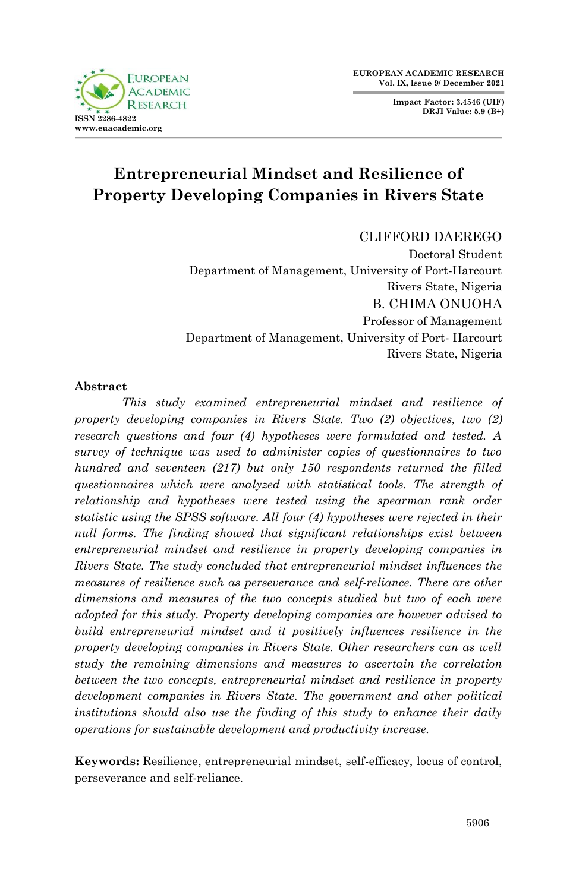# Entrepreneurial Mindset and Resilience of Property Developing Companies in Rivers State

CLIFFORD DAEREGO
Doctoral Student
Department of Management, University of Port-Harcourt
Rivers State, Nigeria

B. CHIMA ONUOHA
Professor of Management
Department of Management, University of Port- Harcourt
Rivers State, Nigeria

## Abstract

*This study examined entrepreneurial mindset and resilience of property developing companies in Rivers State. Two (2) objectives, two (2) research questions and four (4) hypotheses were formulated and tested. A survey of technique was used to administer copies of questionnaires to two hundred and seventeen (217) but only 150 respondents returned the filled questionnaires which were analyzed with statistical tools. The strength of relationship and hypotheses were tested using the spearman rank order statistic using the SPSS software. All four (4) hypotheses were rejected in their null forms. The finding showed that significant relationships exist between entrepreneurial mindset and resilience in property developing companies in Rivers State. The study concluded that entrepreneurial mindset influences the measures of resilience such as perseverance and self-reliance. There are other dimensions and measures of the two concepts studied but two of each were adopted for this study. Property developing companies are however advised to build entrepreneurial mindset and it positively influences resilience in the property developing companies in Rivers State. Other researchers can as well study the remaining dimensions and measures to ascertain the correlation between the two concepts, entrepreneurial mindset and resilience in property development companies in Rivers State. The government and other political institutions should also use the finding of this study to enhance their daily operations for sustainable development and productivity increase.*

**Keywords:** Resilience, entrepreneurial mindset, self-efficacy, locus of control, perseverance and self-reliance.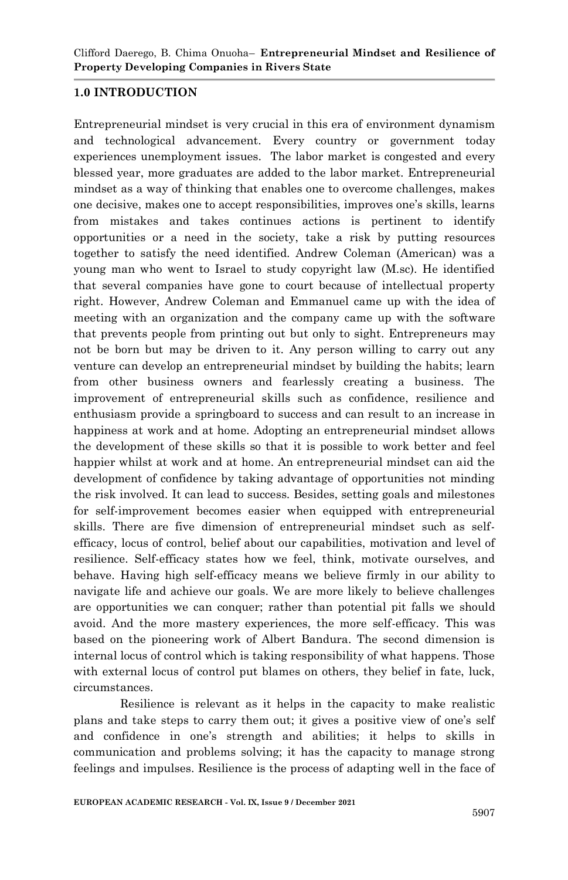## 1.0 INTRODUCTION

Entrepreneurial mindset is very crucial in this era of environment dynamism and technological advancement. Every country or government today experiences unemployment issues. The labor market is congested and every blessed year, more graduates are added to the labor market. Entrepreneurial mindset as a way of thinking that enables one to overcome challenges, makes one decisive, makes one to accept responsibilities, improves one's skills, learns from mistakes and takes continues actions is pertinent to identify opportunities or a need in the society, take a risk by putting resources together to satisfy the need identified. Andrew Coleman (American) was a young man who went to Israel to study copyright law (M.sc). He identified that several companies have gone to court because of intellectual property right. However, Andrew Coleman and Emmanuel came up with the idea of meeting with an organization and the company came up with the software that prevents people from printing out but only to sight. Entrepreneurs may not be born but may be driven to it. Any person willing to carry out any venture can develop an entrepreneurial mindset by building the habits; learn from other business owners and fearlessly creating a business. The improvement of entrepreneurial skills such as confidence, resilience and enthusiasm provide a springboard to success and can result to an increase in happiness at work and at home. Adopting an entrepreneurial mindset allows the development of these skills so that it is possible to work better and feel happier whilst at work and at home. An entrepreneurial mindset can aid the development of confidence by taking advantage of opportunities not minding the risk involved. It can lead to success. Besides, setting goals and milestones for self-improvement becomes easier when equipped with entrepreneurial skills. There are five dimension of entrepreneurial mindset such as self-efficacy, locus of control, belief about our capabilities, motivation and level of resilience. Self-efficacy states how we feel, think, motivate ourselves, and behave. Having high self-efficacy means we believe firmly in our ability to navigate life and achieve our goals. We are more likely to believe challenges are opportunities we can conquer; rather than potential pit falls we should avoid. And the more mastery experiences, the more self-efficacy. This was based on the pioneering work of Albert Bandura. The second dimension is internal locus of control which is taking responsibility of what happens. Those with external locus of control put blames on others, they belief in fate, luck, circumstances.

Resilience is relevant as it helps in the capacity to make realistic plans and take steps to carry them out; it gives a positive view of one's self and confidence in one's strength and abilities; it helps to skills in communication and problems solving; it has the capacity to manage strong feelings and impulses. Resilience is the process of adapting well in the face of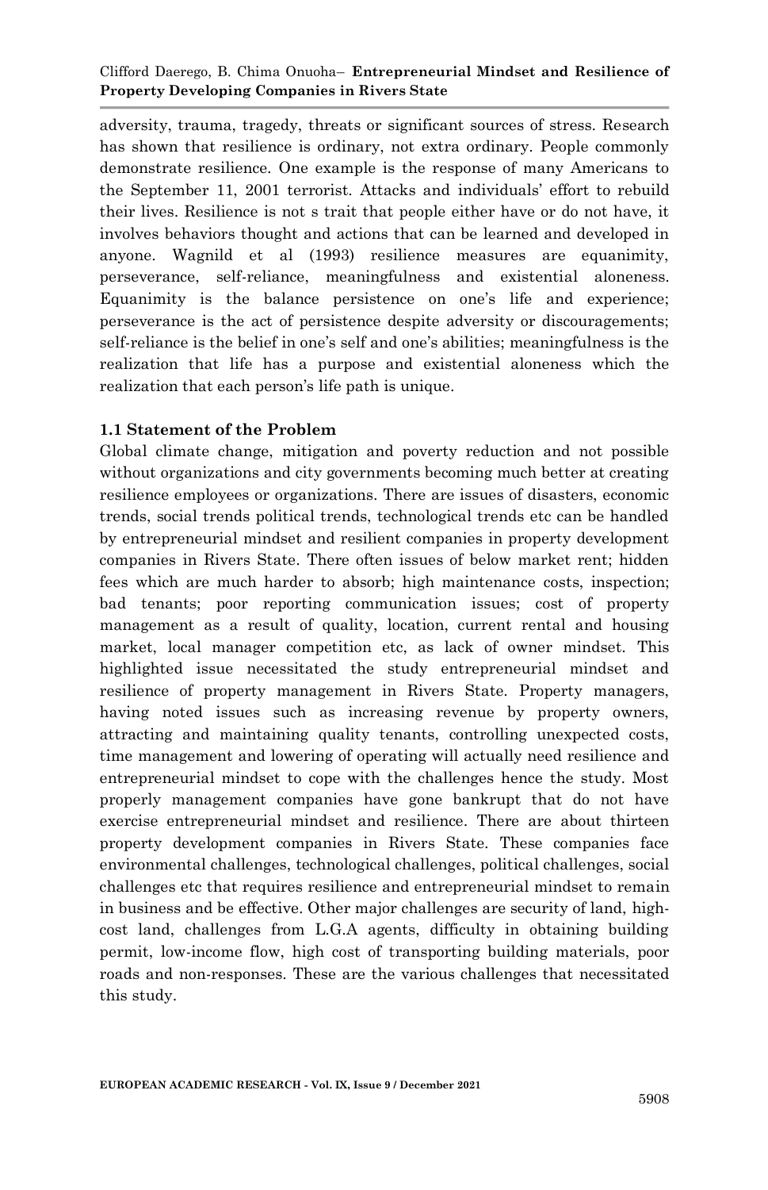adversity, trauma, tragedy, threats or significant sources of stress. Research has shown that resilience is ordinary, not extra ordinary. People commonly demonstrate resilience. One example is the response of many Americans to the September 11, 2001 terrorist. Attacks and individuals' effort to rebuild their lives. Resilience is not s trait that people either have or do not have, it involves behaviors thought and actions that can be learned and developed in anyone. Wagnild et al (1993) resilience measures are equanimity, perseverance, self-reliance, meaningfulness and existential aloneness. Equanimity is the balance persistence on one's life and experience; perseverance is the act of persistence despite adversity or discouragements; self-reliance is the belief in one's self and one's abilities; meaningfulness is the realization that life has a purpose and existential aloneness which the realization that each person's life path is unique.

### 1.1 Statement of the Problem

Global climate change, mitigation and poverty reduction and not possible without organizations and city governments becoming much better at creating resilience employees or organizations. There are issues of disasters, economic trends, social trends political trends, technological trends etc can be handled by entrepreneurial mindset and resilient companies in property development companies in Rivers State. There often issues of below market rent; hidden fees which are much harder to absorb; high maintenance costs, inspection; bad tenants; poor reporting communication issues; cost of property management as a result of quality, location, current rental and housing market, local manager competition etc, as lack of owner mindset. This highlighted issue necessitated the study entrepreneurial mindset and resilience of property management in Rivers State. Property managers, having noted issues such as increasing revenue by property owners, attracting and maintaining quality tenants, controlling unexpected costs, time management and lowering of operating will actually need resilience and entrepreneurial mindset to cope with the challenges hence the study. Most properly management companies have gone bankrupt that do not have exercise entrepreneurial mindset and resilience. There are about thirteen property development companies in Rivers State. These companies face environmental challenges, technological challenges, political challenges, social challenges etc that requires resilience and entrepreneurial mindset to remain in business and be effective. Other major challenges are security of land, high-cost land, challenges from L.G.A agents, difficulty in obtaining building permit, low-income flow, high cost of transporting building materials, poor roads and non-responses. These are the various challenges that necessitated this study.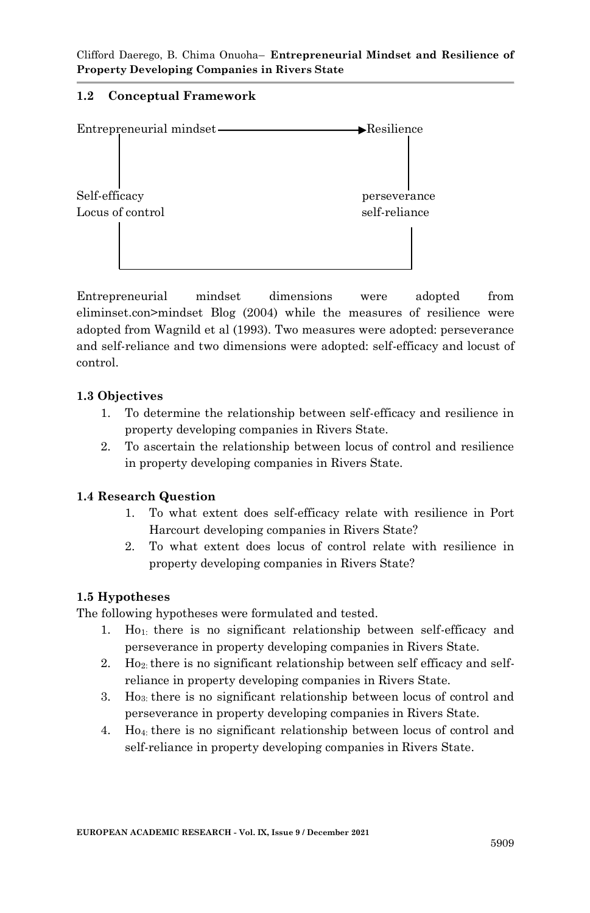## 1.2 Conceptual Framework

Entrepreneurial mindset → Resilience

Self-efficacy
Locus of control

perseverance
self-reliance

Entrepreneurial mindset dimensions were adopted from eliminset.con>mindset Blog (2004) while the measures of resilience were adopted from Wagnild et al (1993). Two measures were adopted: perseverance and self-reliance and two dimensions were adopted: self-efficacy and locust of control.

### 1.3 Objectives

1. To determine the relationship between self-efficacy and resilience in property developing companies in Rivers State.
2. To ascertain the relationship between locus of control and resilience in property developing companies in Rivers State.

### 1.4 Research Question

1. To what extent does self-efficacy relate with resilience in Port Harcourt developing companies in Rivers State?
2. To what extent does locus of control relate with resilience in property developing companies in Rivers State?

### 1.5 Hypotheses

The following hypotheses were formulated and tested.

1. $Ho_{1:}$ there is no significant relationship between self-efficacy and perseverance in property developing companies in Rivers State.
2. $Ho_{2:}$ there is no significant relationship between self efficacy and self-reliance in property developing companies in Rivers State.
3. $Ho_{3:}$ there is no significant relationship between locus of control and perseverance in property developing companies in Rivers State.
4. $Ho_{4:}$ there is no significant relationship between locus of control and self-reliance in property developing companies in Rivers State.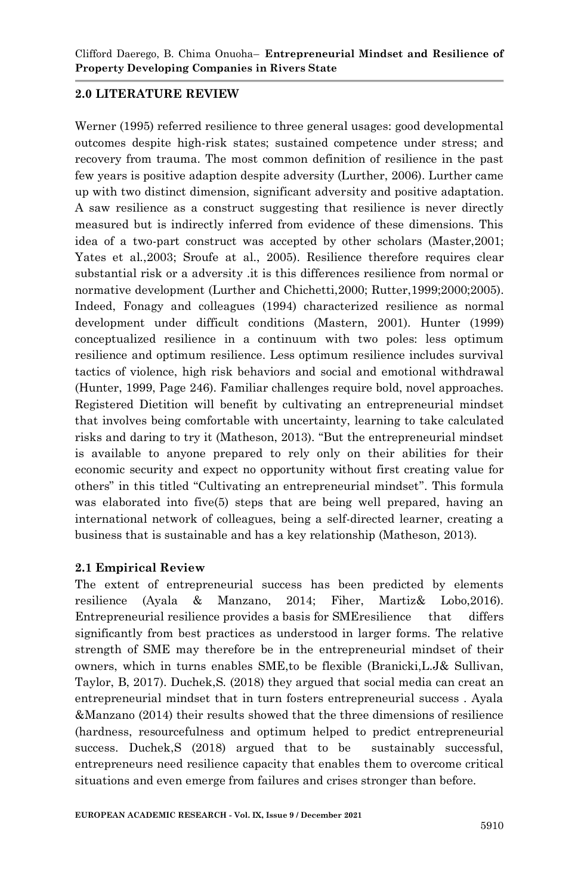## 2.0 LITERATURE REVIEW

Werner (1995) referred resilience to three general usages: good developmental outcomes despite high-risk states; sustained competence under stress; and recovery from trauma. The most common definition of resilience in the past few years is positive adaption despite adversity (Lurther, 2006). Lurther came up with two distinct dimension, significant adversity and positive adaptation. A saw resilience as a construct suggesting that resilience is never directly measured but is indirectly inferred from evidence of these dimensions. This idea of a two-part construct was accepted by other scholars (Master,2001; Yates et al.,2003; Sroufe at al., 2005). Resilience therefore requires clear substantial risk or a adversity .it is this differences resilience from normal or normative development (Lurther and Chichetti,2000; Rutter,1999;2000;2005). Indeed, Fonagy and colleagues (1994) characterized resilience as normal development under difficult conditions (Mastern, 2001). Hunter (1999) conceptualized resilience in a continuum with two poles: less optimum resilience and optimum resilience. Less optimum resilience includes survival tactics of violence, high risk behaviors and social and emotional withdrawal (Hunter, 1999, Page 246). Familiar challenges require bold, novel approaches. Registered Dietition will benefit by cultivating an entrepreneurial mindset that involves being comfortable with uncertainty, learning to take calculated risks and daring to try it (Matheson, 2013). "But the entrepreneurial mindset is available to anyone prepared to rely only on their abilities for their economic security and expect no opportunity without first creating value for others" in this titled "Cultivating an entrepreneurial mindset". This formula was elaborated into five(5) steps that are being well prepared, having an international network of colleagues, being a self-directed learner, creating a business that is sustainable and has a key relationship (Matheson, 2013).

### 2.1 Empirical Review

The extent of entrepreneurial success has been predicted by elements resilience (Ayala & Manzano, 2014; Fiher, Martiz& Lobo,2016). Entrepreneurial resilience provides a basis for SMEresilience that differs significantly from best practices as understood in larger forms. The relative strength of SME may therefore be in the entrepreneurial mindset of their owners, which in turns enables SME,to be flexible (Branicki,L.J& Sullivan, Taylor, B, 2017). Duchek,S. (2018) they argued that social media can creat an entrepreneurial mindset that in turn fosters entrepreneurial success . Ayala &Manzano (2014) their results showed that the three dimensions of resilience (hardness, resourcefulness and optimum helped to predict entrepreneurial success. Duchek,S (2018) argued that to be sustainably successful, entrepreneurs need resilience capacity that enables them to overcome critical situations and even emerge from failures and crises stronger than before.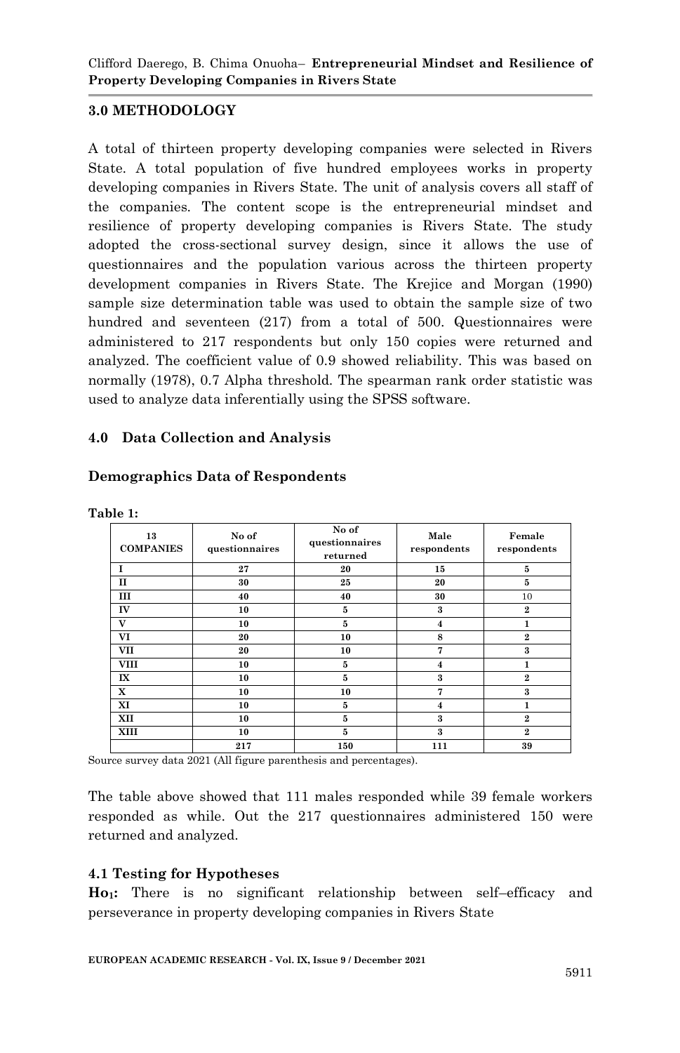## 3.0 METHODOLOGY

A total of thirteen property developing companies were selected in Rivers State. A total population of five hundred employees works in property developing companies in Rivers State. The unit of analysis covers all staff of the companies. The content scope is the entrepreneurial mindset and resilience of property developing companies is Rivers State. The study adopted the cross-sectional survey design, since it allows the use of questionnaires and the population various across the thirteen property development companies in Rivers State. The Krejice and Morgan (1990) sample size determination table was used to obtain the sample size of two hundred and seventeen (217) from a total of 500. Questionnaires were administered to 217 respondents but only 150 copies were returned and analyzed. The coefficient value of 0.9 showed reliability. This was based on normally (1978), 0.7 Alpha threshold. The spearman rank order statistic was used to analyze data inferentially using the SPSS software.

## 4.0 Data Collection and Analysis

### Demographics Data of Respondents

**Table 1:**

| 13 COMPANIES | No of questionnaires | No of questionnaires returned | Male respondents | Female respondents |
|---|---|---|---|---|
| I | 27 | 20 | 15 | 5 |
| II | 30 | 25 | 20 | 5 |
| III | 40 | 40 | 30 | 10 |
| IV | 10 | 5 | 3 | 2 |
| V | 10 | 5 | 4 | 1 |
| VI | 20 | 10 | 8 | 2 |
| VII | 20 | 10 | 7 | 3 |
| VIII | 10 | 5 | 4 | 1 |
| IX | 10 | 5 | 3 | 2 |
| X | 10 | 10 | 7 | 3 |
| XI | 10 | 5 | 4 | 1 |
| XII | 10 | 5 | 3 | 2 |
| XIII | 10 | 5 | 3 | 2 |
| | 217 | 150 | 111 | 39 |

Source survey data 2021 (All figure parenthesis and percentages).

The table above showed that 111 males responded while 39 female workers responded as while. Out the 217 questionnaires administered 150 were returned and analyzed.

### 4.1 Testing for Hypotheses

**$Ho_1$:** There is no significant relationship between self–efficacy and perseverance in property developing companies in Rivers State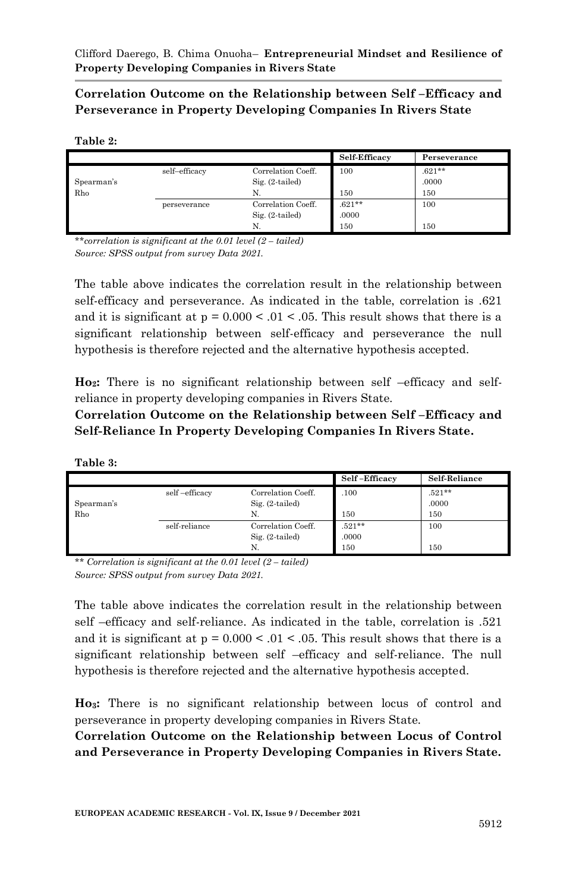**Correlation Outcome on the Relationship between Self –Efficacy and Perseverance in Property Developing Companies In Rivers State**

**Table 2:**

| | | | Self-Efficacy | Perseverance |
|---|---|---|---|---|
| Spearman's Rho | self–efficacy | Correlation Coeff. | 100 | .621** |
| | | Sig. (2-tailed) | | .0000 |
| | | N. | 150 | 150 |
| | perseverance | Correlation Coeff. | .621** | 100 |
| | | Sig. (2-tailed) | .0000 | |
| | | N. | 150 | 150 |

***correlation is significant at the 0.01 level (2 – tailed)*

*Source: SPSS output from survey Data 2021.*

The table above indicates the correlation result in the relationship between self-efficacy and perseverance. As indicated in the table, correlation is .621 and it is significant at $p = 0.000 < .01 < .05$. This result shows that there is a significant relationship between self-efficacy and perseverance the null hypothesis is therefore rejected and the alternative hypothesis accepted.

**Ho2:** There is no significant relationship between self –efficacy and self-reliance in property developing companies in Rivers State.

**Correlation Outcome on the Relationship between Self –Efficacy and Self-Reliance In Property Developing Companies In Rivers State.**

**Table 3:**

| | | | Self –Efficacy | Self-Reliance |
|---|---|---|---|---|
| Spearman's Rho | self –efficacy | Correlation Coeff. | .100 | .521** |
| | | Sig. (2-tailed) | | .0000 |
| | | N. | 150 | 150 |
| | self-reliance | Correlation Coeff. | .521** | 100 |
| | | Sig. (2-tailed) | .0000 | |
| | | N. | 150 | 150 |

*** Correlation is significant at the 0.01 level (2 – tailed)*

*Source: SPSS output from survey Data 2021.*

The table above indicates the correlation result in the relationship between self –efficacy and self-reliance. As indicated in the table, correlation is .521 and it is significant at $p = 0.000 < .01 < .05$. This result shows that there is a significant relationship between self –efficacy and self-reliance. The null hypothesis is therefore rejected and the alternative hypothesis accepted.

**Ho3:** There is no significant relationship between locus of control and perseverance in property developing companies in Rivers State.

**Correlation Outcome on the Relationship between Locus of Control and Perseverance in Property Developing Companies in Rivers State.**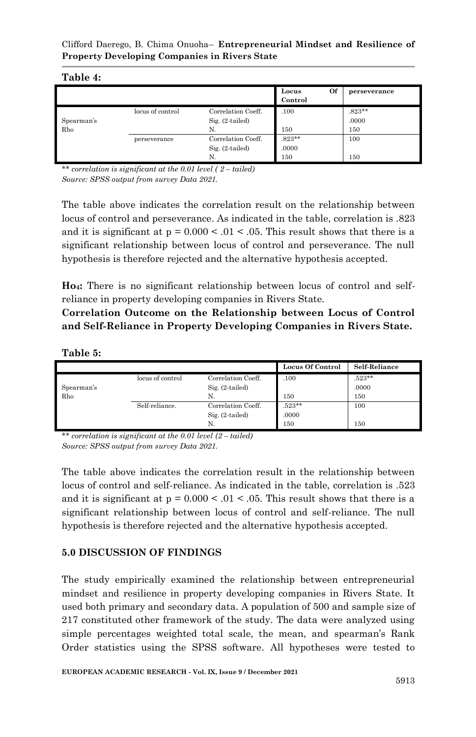**Table 4:**

| | | | Locus Of Control | perseverance |
|---|---|---|---|---|
| Spearman's Rho | locus of control | Correlation Coeff. | .100 | .823** |
| | | Sig. (2-tailed) | | .0000 |
| | | N. | 150 | 150 |
| | perseverance | Correlation Coeff. | .823** | 100 |
| | | Sig. (2-tailed) | .0000 | |
| | | N. | 150 | 150 |

*\*\* correlation is significant at the 0.01 level ( 2 – tailed)*

*Source: SPSS output from survey Data 2021.*

The table above indicates the correlation result on the relationship between locus of control and perseverance. As indicated in the table, correlation is .823 and it is significant at $p = 0.000 < .01 < .05$. This result shows that there is a significant relationship between locus of control and perseverance. The null hypothesis is therefore rejected and the alternative hypothesis accepted.

**$Ho_4$:** There is no significant relationship between locus of control and self-reliance in property developing companies in Rivers State.

**Correlation Outcome on the Relationship between Locus of Control and Self-Reliance in Property Developing Companies in Rivers State.**

**Table 5:**

| | | | Locus Of Control | Self-Reliance |
|---|---|---|---|---|
| Spearman's Rho | locus of control | Correlation Coeff. | .100 | .523** |
| | | Sig. (2-tailed) | | .0000 |
| | | N. | 150 | 150 |
| | Self-reliance. | Correlation Coeff. | .523** | 100 |
| | | Sig. (2-tailed) | .0000 | |
| | | N. | 150 | 150 |

*\*\* correlation is significant at the 0.01 level (2 – tailed)*

*Source: SPSS output from survey Data 2021.*

The table above indicates the correlation result in the relationship between locus of control and self-reliance. As indicated in the table, correlation is .523 and it is significant at $p = 0.000 < .01 < .05$. This result shows that there is a significant relationship between locus of control and self-reliance. The null hypothesis is therefore rejected and the alternative hypothesis accepted.

## 5.0 DISCUSSION OF FINDINGS

The study empirically examined the relationship between entrepreneurial mindset and resilience in property developing companies in Rivers State. It used both primary and secondary data. A population of 500 and sample size of 217 constituted other framework of the study. The data were analyzed using simple percentages weighted total scale, the mean, and spearman's Rank Order statistics using the SPSS software. All hypotheses were tested to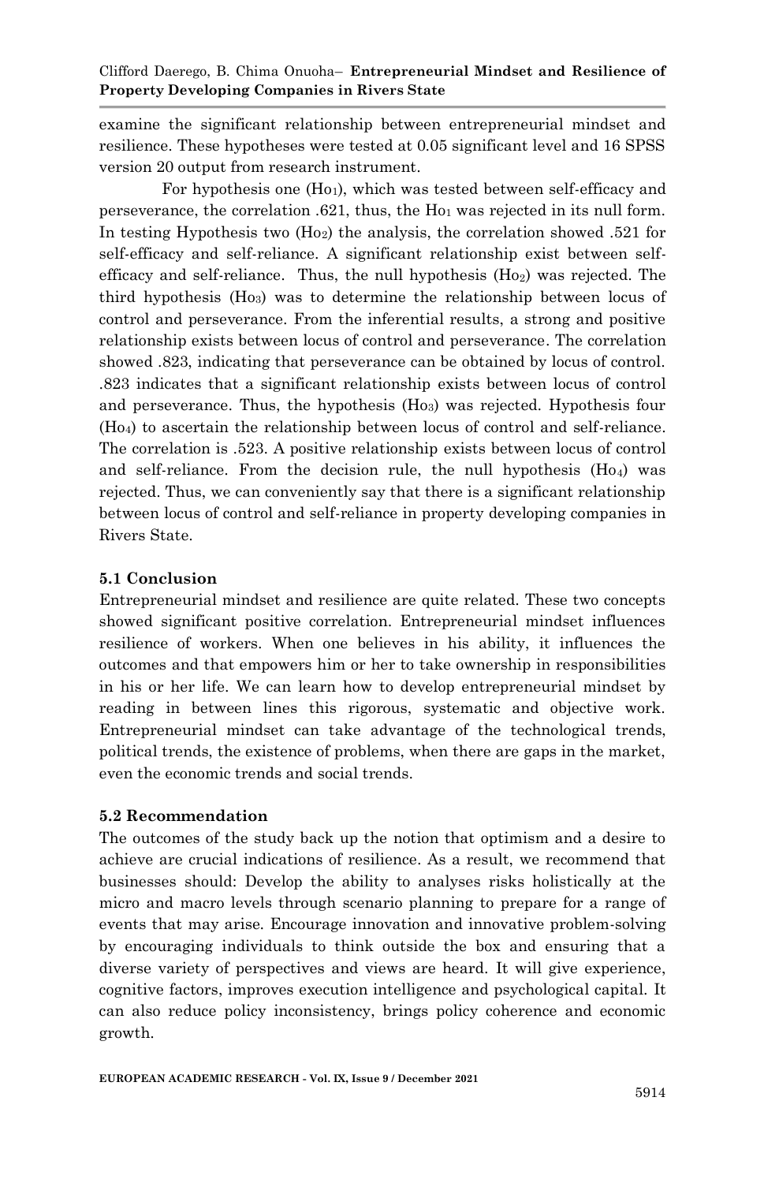examine the significant relationship between entrepreneurial mindset and resilience. These hypotheses were tested at 0.05 significant level and 16 SPSS version 20 output from research instrument.

For hypothesis one ($Ho_1$), which was tested between self-efficacy and perseverance, the correlation .621, thus, the $Ho_1$ was rejected in its null form. In testing Hypothesis two ($Ho_2$) the analysis, the correlation showed .521 for self-efficacy and self-reliance. A significant relationship exist between self-efficacy and self-reliance. Thus, the null hypothesis ($Ho_2$) was rejected. The third hypothesis ($Ho_3$) was to determine the relationship between locus of control and perseverance. From the inferential results, a strong and positive relationship exists between locus of control and perseverance. The correlation showed .823, indicating that perseverance can be obtained by locus of control. .823 indicates that a significant relationship exists between locus of control and perseverance. Thus, the hypothesis ($Ho_3$) was rejected. Hypothesis four ($Ho_4$) to ascertain the relationship between locus of control and self-reliance. The correlation is .523. A positive relationship exists between locus of control and self-reliance. From the decision rule, the null hypothesis ($Ho_4$) was rejected. Thus, we can conveniently say that there is a significant relationship between locus of control and self-reliance in property developing companies in Rivers State.

### 5.1 Conclusion

Entrepreneurial mindset and resilience are quite related. These two concepts showed significant positive correlation. Entrepreneurial mindset influences resilience of workers. When one believes in his ability, it influences the outcomes and that empowers him or her to take ownership in responsibilities in his or her life. We can learn how to develop entrepreneurial mindset by reading in between lines this rigorous, systematic and objective work. Entrepreneurial mindset can take advantage of the technological trends, political trends, the existence of problems, when there are gaps in the market, even the economic trends and social trends.

### 5.2 Recommendation

The outcomes of the study back up the notion that optimism and a desire to achieve are crucial indications of resilience. As a result, we recommend that businesses should: Develop the ability to analyses risks holistically at the micro and macro levels through scenario planning to prepare for a range of events that may arise. Encourage innovation and innovative problem-solving by encouraging individuals to think outside the box and ensuring that a diverse variety of perspectives and views are heard. It will give experience, cognitive factors, improves execution intelligence and psychological capital. It can also reduce policy inconsistency, brings policy coherence and economic growth.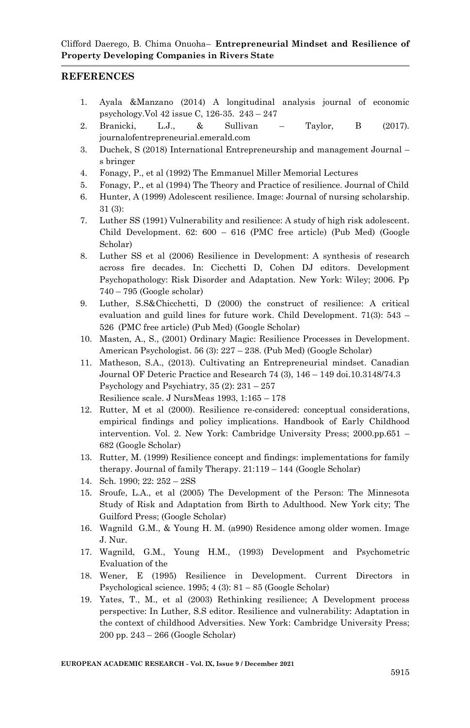## REFERENCES

1. Ayala &Manzano (2014) A longitudinal analysis journal of economic psychology.Vol 42 issue C, 126-35. 243 – 247
2. Branicki, L.J., & Sullivan – Taylor, B (2017). journalofentrepreneurial.emerald.com
3. Duchek, S (2018) International Entrepreneurship and management Journal – s bringer
4. Fonagy, P., et al (1992) The Emmanuel Miller Memorial Lectures
5. Fonagy, P., et al (1994) The Theory and Practice of resilience. Journal of Child
6. Hunter, A (1999) Adolescent resilience. Image: Journal of nursing scholarship. 31 (3):
7. Luther SS (1991) Vulnerability and resilience: A study of high risk adolescent. Child Development. 62: 600 – 616 (PMC free article) (Pub Med) (Google Scholar)
8. Luther SS et al (2006) Resilience in Development: A synthesis of research across fire decades. In: Cicchetti D, Cohen DJ editors. Development Psychopathology: Risk Disorder and Adaptation. New York: Wiley; 2006. Pp 740 – 795 (Google scholar)
9. Luther, S.S&Chicchetti, D (2000) the construct of resilience: A critical evaluation and guild lines for future work. Child Development. 71(3): 543 – 526 (PMC free article) (Pub Med) (Google Scholar)
10. Masten, A., S., (2001) Ordinary Magic: Resilience Processes in Development. American Psychologist. 56 (3): 227 – 238. (Pub Med) (Google Scholar)
11. Matheson, S.A., (2013). Cultivating an Entrepreneurial mindset. Canadian Journal OF Deteric Practice and Research 74 (3), 146 – 149 doi.10.3148/74.3
    Psychology and Psychiatry, 35 (2): 231 – 257
    Resilience scale. J NursMeas 1993, 1:165 – 178
12. Rutter, M et al (2000). Resilience re-considered: conceptual considerations, empirical findings and policy implications. Handbook of Early Childhood intervention. Vol. 2. New York: Cambridge University Press; 2000.pp.651 – 682 (Google Scholar)
13. Rutter, M. (1999) Resilience concept and findings: implementations for family therapy. Journal of family Therapy. 21:119 – 144 (Google Scholar)
14. Sch. 1990; 22: 252 – 2SS
15. Sroufe, L.A., et al (2005) The Development of the Person: The Minnesota Study of Risk and Adaptation from Birth to Adulthood. New York city; The Guilford Press; (Google Scholar)
16. Wagnild G.M., & Young H. M. (a990) Residence among older women. Image J. Nur.
17. Wagnild, G.M., Young H.M., (1993) Development and Psychometric Evaluation of the
18. Wener, E (1995) Resilience in Development. Current Directors in Psychological science. 1995; 4 (3): 81 – 85 (Google Scholar)
19. Yates, T., M., et al (2003) Rethinking resilience; A Development process perspective: In Luther, S.S editor. Resilience and vulnerability: Adaptation in the context of childhood Adversities. New York: Cambridge University Press; 200 pp. 243 – 266 (Google Scholar)